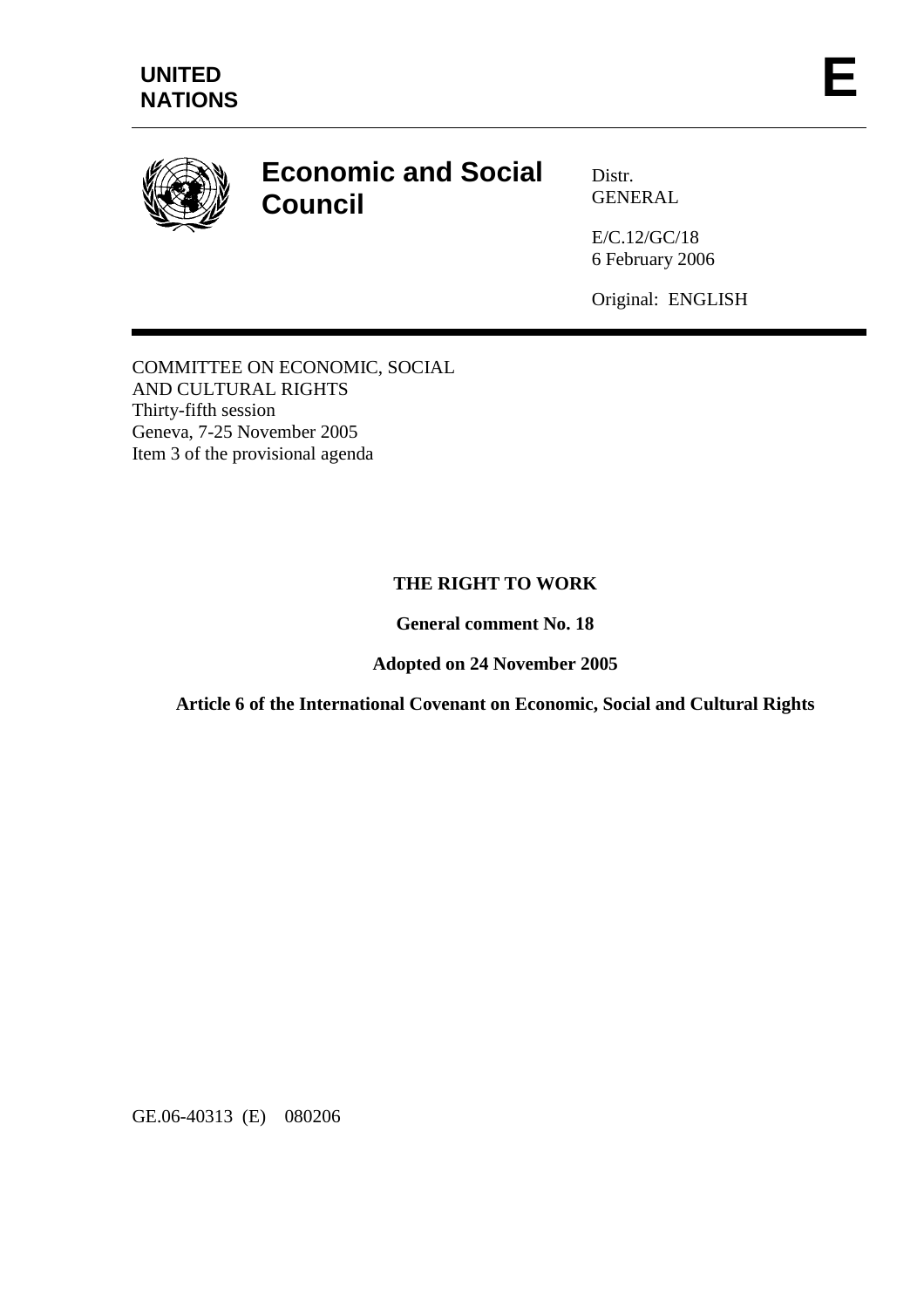**UNITED NATIONS**

**E**

# Economic and Social Council

Distr.
GENERAL

E/C.12/GC/18
6 February 2006

Original: ENGLISH

COMMITTEE ON ECONOMIC, SOCIAL AND CULTURAL RIGHTS
Thirty-fifth session
Geneva, 7-25 November 2005
Item 3 of the provisional agenda

## THE RIGHT TO WORK

**General comment No. 18**

**Adopted on 24 November 2005**

**Article 6 of the International Covenant on Economic, Social and Cultural Rights**

GE.06-40313 (E) 080206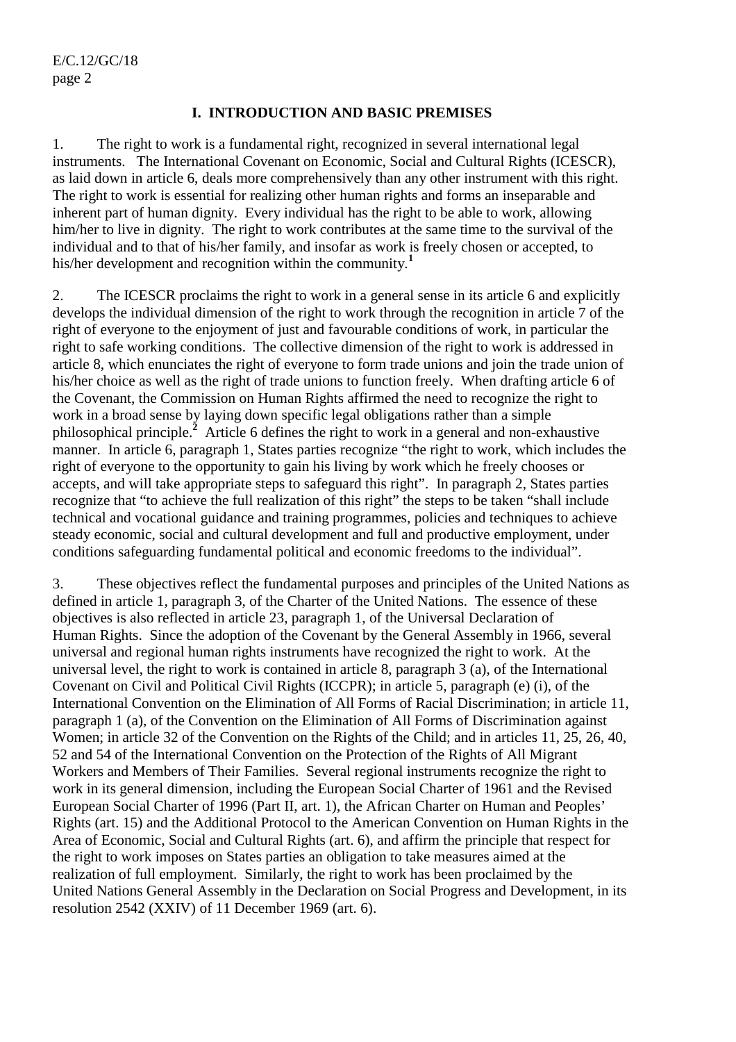## I. INTRODUCTION AND BASIC PREMISES

1. The right to work is a fundamental right, recognized in several international legal instruments. The International Covenant on Economic, Social and Cultural Rights (ICESCR), as laid down in article 6, deals more comprehensively than any other instrument with this right. The right to work is essential for realizing other human rights and forms an inseparable and inherent part of human dignity. Every individual has the right to be able to work, allowing him/her to live in dignity. The right to work contributes at the same time to the survival of the individual and to that of his/her family, and insofar as work is freely chosen or accepted, to his/her development and recognition within the community.[1]

2. The ICESCR proclaims the right to work in a general sense in its article 6 and explicitly develops the individual dimension of the right to work through the recognition in article 7 of the right of everyone to the enjoyment of just and favourable conditions of work, in particular the right to safe working conditions. The collective dimension of the right to work is addressed in article 8, which enunciates the right of everyone to form trade unions and join the trade union of his/her choice as well as the right of trade unions to function freely. When drafting article 6 of the Covenant, the Commission on Human Rights affirmed the need to recognize the right to work in a broad sense by laying down specific legal obligations rather than a simple philosophical principle.[2] Article 6 defines the right to work in a general and non-exhaustive manner. In article 6, paragraph 1, States parties recognize "the right to work, which includes the right of everyone to the opportunity to gain his living by work which he freely chooses or accepts, and will take appropriate steps to safeguard this right". In paragraph 2, States parties recognize that "to achieve the full realization of this right" the steps to be taken "shall include technical and vocational guidance and training programmes, policies and techniques to achieve steady economic, social and cultural development and full and productive employment, under conditions safeguarding fundamental political and economic freedoms to the individual".

3. These objectives reflect the fundamental purposes and principles of the United Nations as defined in article 1, paragraph 3, of the Charter of the United Nations. The essence of these objectives is also reflected in article 23, paragraph 1, of the Universal Declaration of Human Rights. Since the adoption of the Covenant by the General Assembly in 1966, several universal and regional human rights instruments have recognized the right to work. At the universal level, the right to work is contained in article 8, paragraph 3 (a), of the International Covenant on Civil and Political Civil Rights (ICCPR); in article 5, paragraph (e) (i), of the International Convention on the Elimination of All Forms of Racial Discrimination; in article 11, paragraph 1 (a), of the Convention on the Elimination of All Forms of Discrimination against Women; in article 32 of the Convention on the Rights of the Child; and in articles 11, 25, 26, 40, 52 and 54 of the International Convention on the Protection of the Rights of All Migrant Workers and Members of Their Families. Several regional instruments recognize the right to work in its general dimension, including the European Social Charter of 1961 and the Revised European Social Charter of 1996 (Part II, art. 1), the African Charter on Human and Peoples' Rights (art. 15) and the Additional Protocol to the American Convention on Human Rights in the Area of Economic, Social and Cultural Rights (art. 6), and affirm the principle that respect for the right to work imposes on States parties an obligation to take measures aimed at the realization of full employment. Similarly, the right to work has been proclaimed by the United Nations General Assembly in the Declaration on Social Progress and Development, in its resolution 2542 (XXIV) of 11 December 1969 (art. 6).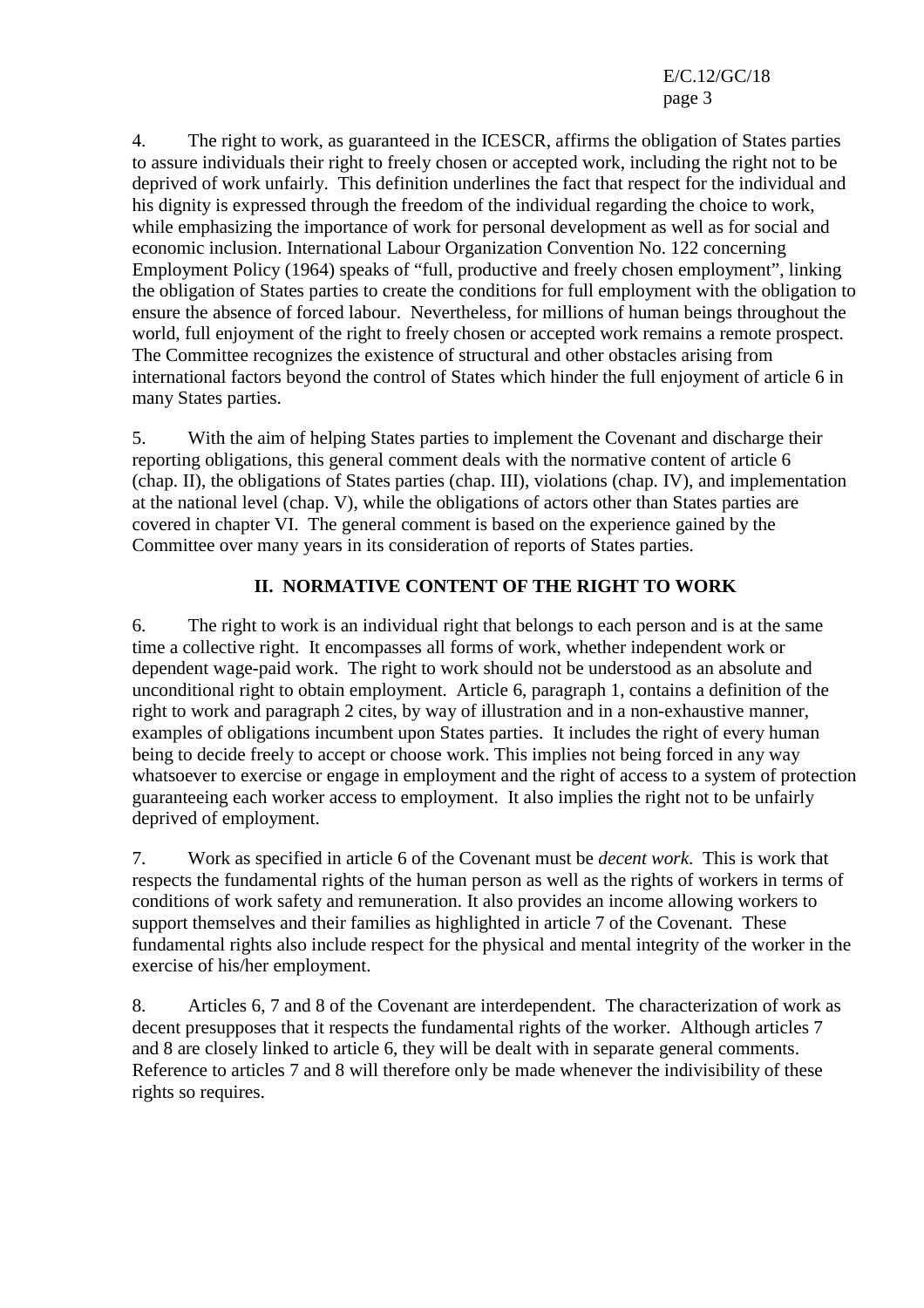4. The right to work, as guaranteed in the ICESCR, affirms the obligation of States parties to assure individuals their right to freely chosen or accepted work, including the right not to be deprived of work unfairly. This definition underlines the fact that respect for the individual and his dignity is expressed through the freedom of the individual regarding the choice to work, while emphasizing the importance of work for personal development as well as for social and economic inclusion. International Labour Organization Convention No. 122 concerning Employment Policy (1964) speaks of "full, productive and freely chosen employment", linking the obligation of States parties to create the conditions for full employment with the obligation to ensure the absence of forced labour. Nevertheless, for millions of human beings throughout the world, full enjoyment of the right to freely chosen or accepted work remains a remote prospect. The Committee recognizes the existence of structural and other obstacles arising from international factors beyond the control of States which hinder the full enjoyment of article 6 in many States parties.

5. With the aim of helping States parties to implement the Covenant and discharge their reporting obligations, this general comment deals with the normative content of article 6 (chap. II), the obligations of States parties (chap. III), violations (chap. IV), and implementation at the national level (chap. V), while the obligations of actors other than States parties are covered in chapter VI. The general comment is based on the experience gained by the Committee over many years in its consideration of reports of States parties.

## II. NORMATIVE CONTENT OF THE RIGHT TO WORK

6. The right to work is an individual right that belongs to each person and is at the same time a collective right. It encompasses all forms of work, whether independent work or dependent wage-paid work. The right to work should not be understood as an absolute and unconditional right to obtain employment. Article 6, paragraph 1, contains a definition of the right to work and paragraph 2 cites, by way of illustration and in a non-exhaustive manner, examples of obligations incumbent upon States parties. It includes the right of every human being to decide freely to accept or choose work. This implies not being forced in any way whatsoever to exercise or engage in employment and the right of access to a system of protection guaranteeing each worker access to employment. It also implies the right not to be unfairly deprived of employment.

7. Work as specified in article 6 of the Covenant must be *decent work.* This is work that respects the fundamental rights of the human person as well as the rights of workers in terms of conditions of work safety and remuneration. It also provides an income allowing workers to support themselves and their families as highlighted in article 7 of the Covenant. These fundamental rights also include respect for the physical and mental integrity of the worker in the exercise of his/her employment.

8. Articles 6, 7 and 8 of the Covenant are interdependent. The characterization of work as decent presupposes that it respects the fundamental rights of the worker. Although articles 7 and 8 are closely linked to article 6, they will be dealt with in separate general comments. Reference to articles 7 and 8 will therefore only be made whenever the indivisibility of these rights so requires.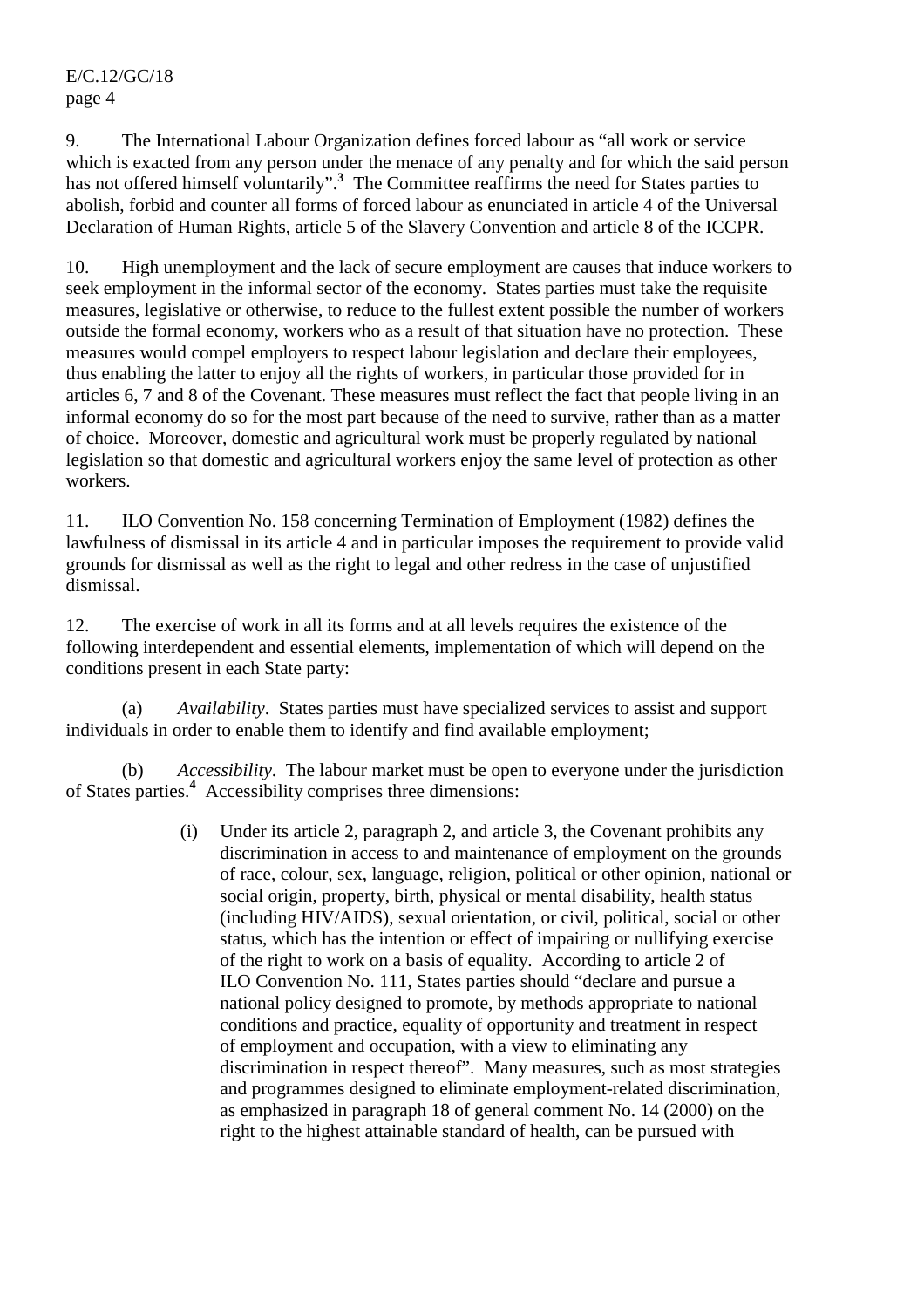9. The International Labour Organization defines forced labour as "all work or service which is exacted from any person under the menace of any penalty and for which the said person has not offered himself voluntarily".[3] The Committee reaffirms the need for States parties to abolish, forbid and counter all forms of forced labour as enunciated in article 4 of the Universal Declaration of Human Rights, article 5 of the Slavery Convention and article 8 of the ICCPR.

10. High unemployment and the lack of secure employment are causes that induce workers to seek employment in the informal sector of the economy. States parties must take the requisite measures, legislative or otherwise, to reduce to the fullest extent possible the number of workers outside the formal economy, workers who as a result of that situation have no protection. These measures would compel employers to respect labour legislation and declare their employees, thus enabling the latter to enjoy all the rights of workers, in particular those provided for in articles 6, 7 and 8 of the Covenant. These measures must reflect the fact that people living in an informal economy do so for the most part because of the need to survive, rather than as a matter of choice. Moreover, domestic and agricultural work must be properly regulated by national legislation so that domestic and agricultural workers enjoy the same level of protection as other workers.

11. ILO Convention No. 158 concerning Termination of Employment (1982) defines the lawfulness of dismissal in its article 4 and in particular imposes the requirement to provide valid grounds for dismissal as well as the right to legal and other redress in the case of unjustified dismissal.

12. The exercise of work in all its forms and at all levels requires the existence of the following interdependent and essential elements, implementation of which will depend on the conditions present in each State party:

(a) *Availability*. States parties must have specialized services to assist and support individuals in order to enable them to identify and find available employment;

(b) *Accessibility*. The labour market must be open to everyone under the jurisdiction of States parties.[4] Accessibility comprises three dimensions:

(i) Under its article 2, paragraph 2, and article 3, the Covenant prohibits any discrimination in access to and maintenance of employment on the grounds of race, colour, sex, language, religion, political or other opinion, national or social origin, property, birth, physical or mental disability, health status (including HIV/AIDS), sexual orientation, or civil, political, social or other status, which has the intention or effect of impairing or nullifying exercise of the right to work on a basis of equality. According to article 2 of ILO Convention No. 111, States parties should "declare and pursue a national policy designed to promote, by methods appropriate to national conditions and practice, equality of opportunity and treatment in respect of employment and occupation, with a view to eliminating any discrimination in respect thereof". Many measures, such as most strategies and programmes designed to eliminate employment-related discrimination, as emphasized in paragraph 18 of general comment No. 14 (2000) on the right to the highest attainable standard of health, can be pursued with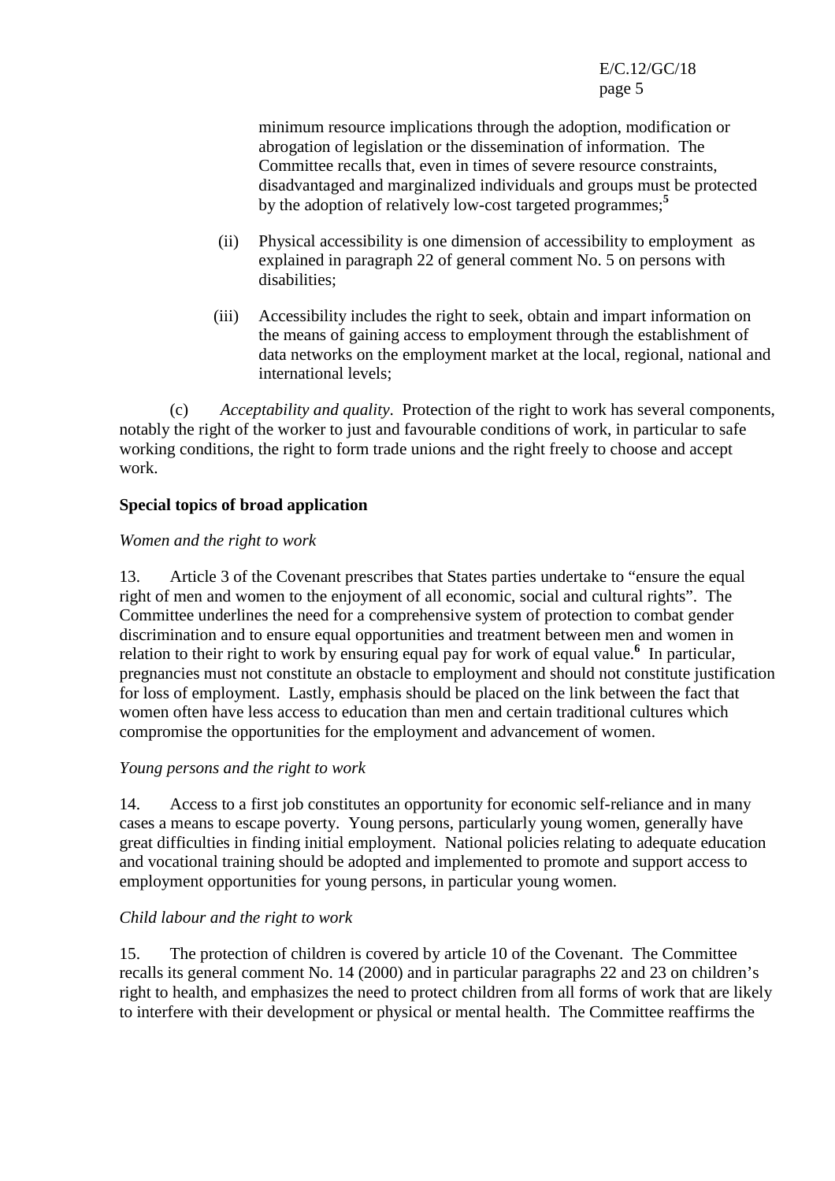minimum resource implications through the adoption, modification or abrogation of legislation or the dissemination of information. The Committee recalls that, even in times of severe resource constraints, disadvantaged and marginalized individuals and groups must be protected by the adoption of relatively low-cost targeted programmes;[5]

(ii) Physical accessibility is one dimension of accessibility to employment as explained in paragraph 22 of general comment No. 5 on persons with disabilities;

(iii) Accessibility includes the right to seek, obtain and impart information on the means of gaining access to employment through the establishment of data networks on the employment market at the local, regional, national and international levels;

(c) *Acceptability and quality*. Protection of the right to work has several components, notably the right of the worker to just and favourable conditions of work, in particular to safe working conditions, the right to form trade unions and the right freely to choose and accept work.

**Special topics of broad application**

*Women and the right to work*

13. Article 3 of the Covenant prescribes that States parties undertake to "ensure the equal right of men and women to the enjoyment of all economic, social and cultural rights". The Committee underlines the need for a comprehensive system of protection to combat gender discrimination and to ensure equal opportunities and treatment between men and women in relation to their right to work by ensuring equal pay for work of equal value.[6] In particular, pregnancies must not constitute an obstacle to employment and should not constitute justification for loss of employment. Lastly, emphasis should be placed on the link between the fact that women often have less access to education than men and certain traditional cultures which compromise the opportunities for the employment and advancement of women.

*Young persons and the right to work*

14. Access to a first job constitutes an opportunity for economic self-reliance and in many cases a means to escape poverty. Young persons, particularly young women, generally have great difficulties in finding initial employment. National policies relating to adequate education and vocational training should be adopted and implemented to promote and support access to employment opportunities for young persons, in particular young women.

*Child labour and the right to work*

15. The protection of children is covered by article 10 of the Covenant. The Committee recalls its general comment No. 14 (2000) and in particular paragraphs 22 and 23 on children's right to health, and emphasizes the need to protect children from all forms of work that are likely to interfere with their development or physical or mental health. The Committee reaffirms the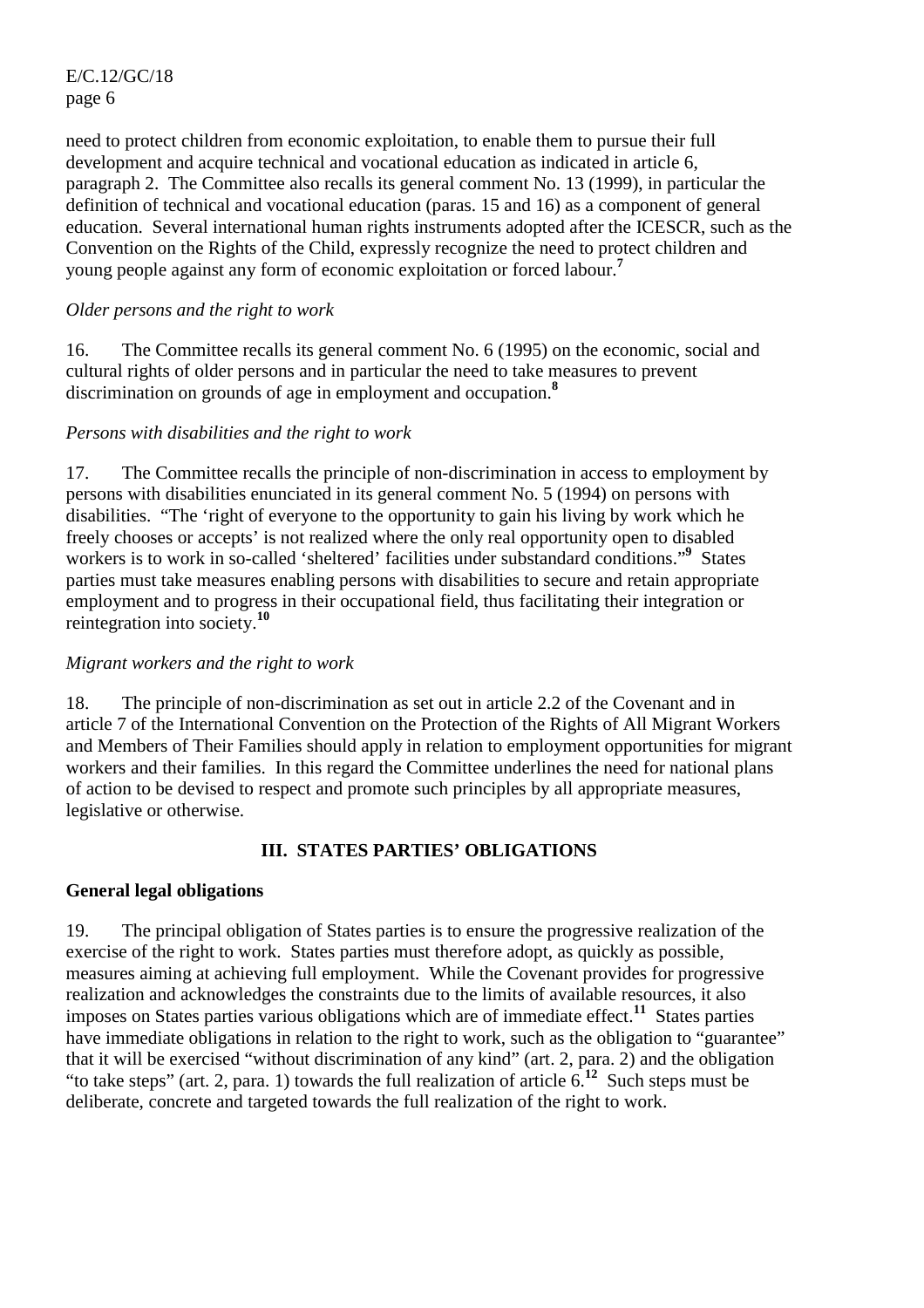need to protect children from economic exploitation, to enable them to pursue their full development and acquire technical and vocational education as indicated in article 6, paragraph 2. The Committee also recalls its general comment No. 13 (1999), in particular the definition of technical and vocational education (paras. 15 and 16) as a component of general education. Several international human rights instruments adopted after the ICESCR, such as the Convention on the Rights of the Child, expressly recognize the need to protect children and young people against any form of economic exploitation or forced labour.[7]

*Older persons and the right to work*

16. The Committee recalls its general comment No. 6 (1995) on the economic, social and cultural rights of older persons and in particular the need to take measures to prevent discrimination on grounds of age in employment and occupation.[8]

*Persons with disabilities and the right to work*

17. The Committee recalls the principle of non-discrimination in access to employment by persons with disabilities enunciated in its general comment No. 5 (1994) on persons with disabilities. "The 'right of everyone to the opportunity to gain his living by work which he freely chooses or accepts' is not realized where the only real opportunity open to disabled workers is to work in so-called 'sheltered' facilities under substandard conditions."[9] States parties must take measures enabling persons with disabilities to secure and retain appropriate employment and to progress in their occupational field, thus facilitating their integration or reintegration into society.[10]

*Migrant workers and the right to work*

18. The principle of non-discrimination as set out in article 2.2 of the Covenant and in article 7 of the International Convention on the Protection of the Rights of All Migrant Workers and Members of Their Families should apply in relation to employment opportunities for migrant workers and their families. In this regard the Committee underlines the need for national plans of action to be devised to respect and promote such principles by all appropriate measures, legislative or otherwise.

## III. STATES PARTIES' OBLIGATIONS

### General legal obligations

19. The principal obligation of States parties is to ensure the progressive realization of the exercise of the right to work. States parties must therefore adopt, as quickly as possible, measures aiming at achieving full employment. While the Covenant provides for progressive realization and acknowledges the constraints due to the limits of available resources, it also imposes on States parties various obligations which are of immediate effect.[11] States parties have immediate obligations in relation to the right to work, such as the obligation to "guarantee" that it will be exercised "without discrimination of any kind" (art. 2, para. 2) and the obligation "to take steps" (art. 2, para. 1) towards the full realization of article 6.[12] Such steps must be deliberate, concrete and targeted towards the full realization of the right to work.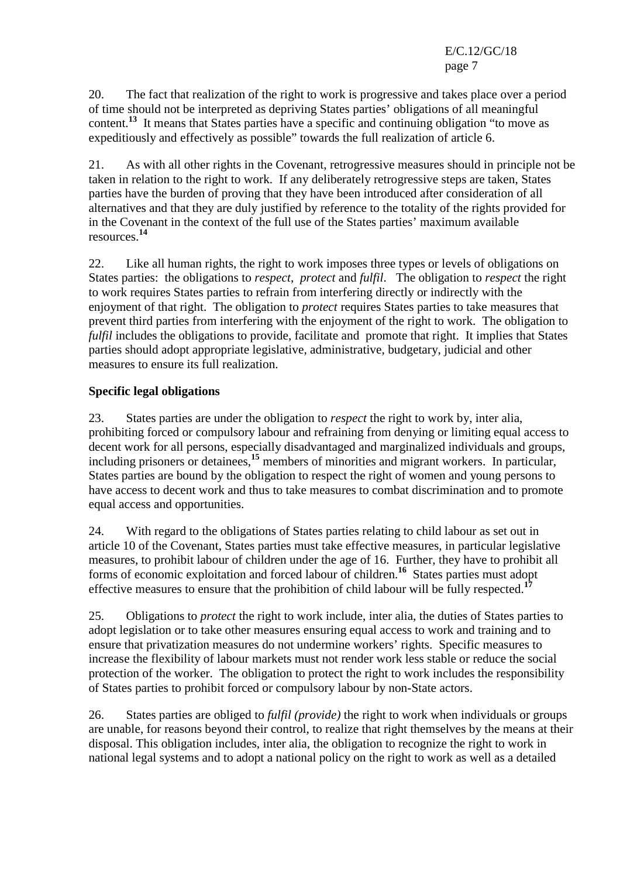20. The fact that realization of the right to work is progressive and takes place over a period of time should not be interpreted as depriving States parties' obligations of all meaningful content.[13] It means that States parties have a specific and continuing obligation "to move as expeditiously and effectively as possible" towards the full realization of article 6.

21. As with all other rights in the Covenant, retrogressive measures should in principle not be taken in relation to the right to work. If any deliberately retrogressive steps are taken, States parties have the burden of proving that they have been introduced after consideration of all alternatives and that they are duly justified by reference to the totality of the rights provided for in the Covenant in the context of the full use of the States parties' maximum available resources.[14]

22. Like all human rights, the right to work imposes three types or levels of obligations on States parties: the obligations to *respect*, *protect* and *fulfil*. The obligation to *respect* the right to work requires States parties to refrain from interfering directly or indirectly with the enjoyment of that right. The obligation to *protect* requires States parties to take measures that prevent third parties from interfering with the enjoyment of the right to work. The obligation to *fulfil* includes the obligations to provide, facilitate and promote that right. It implies that States parties should adopt appropriate legislative, administrative, budgetary, judicial and other measures to ensure its full realization.

**Specific legal obligations**

23. States parties are under the obligation to *respect* the right to work by, inter alia, prohibiting forced or compulsory labour and refraining from denying or limiting equal access to decent work for all persons, especially disadvantaged and marginalized individuals and groups, including prisoners or detainees,[15] members of minorities and migrant workers. In particular, States parties are bound by the obligation to respect the right of women and young persons to have access to decent work and thus to take measures to combat discrimination and to promote equal access and opportunities.

24. With regard to the obligations of States parties relating to child labour as set out in article 10 of the Covenant, States parties must take effective measures, in particular legislative measures, to prohibit labour of children under the age of 16. Further, they have to prohibit all forms of economic exploitation and forced labour of children.[16] States parties must adopt effective measures to ensure that the prohibition of child labour will be fully respected.[17]

25. Obligations to *protect* the right to work include, inter alia, the duties of States parties to adopt legislation or to take other measures ensuring equal access to work and training and to ensure that privatization measures do not undermine workers' rights. Specific measures to increase the flexibility of labour markets must not render work less stable or reduce the social protection of the worker. The obligation to protect the right to work includes the responsibility of States parties to prohibit forced or compulsory labour by non-State actors.

26. States parties are obliged to *fulfil (provide)* the right to work when individuals or groups are unable, for reasons beyond their control, to realize that right themselves by the means at their disposal. This obligation includes, inter alia, the obligation to recognize the right to work in national legal systems and to adopt a national policy on the right to work as well as a detailed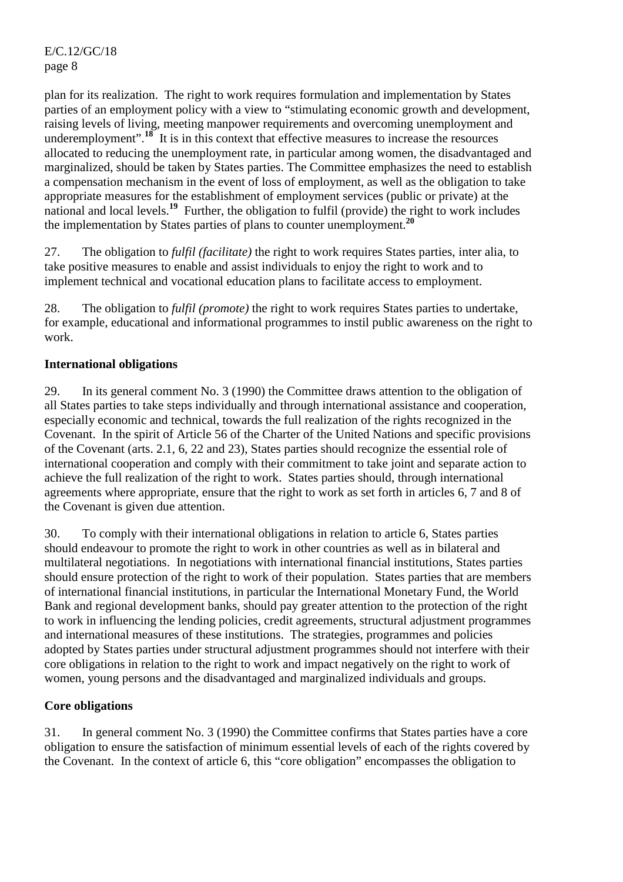plan for its realization. The right to work requires formulation and implementation by States parties of an employment policy with a view to "stimulating economic growth and development, raising levels of living, meeting manpower requirements and overcoming unemployment and underemployment".[18] It is in this context that effective measures to increase the resources allocated to reducing the unemployment rate, in particular among women, the disadvantaged and marginalized, should be taken by States parties. The Committee emphasizes the need to establish a compensation mechanism in the event of loss of employment, as well as the obligation to take appropriate measures for the establishment of employment services (public or private) at the national and local levels.[19] Further, the obligation to fulfil (provide) the right to work includes the implementation by States parties of plans to counter unemployment.[20]

27. The obligation to *fulfil (facilitate)* the right to work requires States parties, inter alia, to take positive measures to enable and assist individuals to enjoy the right to work and to implement technical and vocational education plans to facilitate access to employment.

28. The obligation to *fulfil (promote)* the right to work requires States parties to undertake, for example, educational and informational programmes to instil public awareness on the right to work.

**International obligations**

29. In its general comment No. 3 (1990) the Committee draws attention to the obligation of all States parties to take steps individually and through international assistance and cooperation, especially economic and technical, towards the full realization of the rights recognized in the Covenant. In the spirit of Article 56 of the Charter of the United Nations and specific provisions of the Covenant (arts. 2.1, 6, 22 and 23), States parties should recognize the essential role of international cooperation and comply with their commitment to take joint and separate action to achieve the full realization of the right to work. States parties should, through international agreements where appropriate, ensure that the right to work as set forth in articles 6, 7 and 8 of the Covenant is given due attention.

30. To comply with their international obligations in relation to article 6, States parties should endeavour to promote the right to work in other countries as well as in bilateral and multilateral negotiations. In negotiations with international financial institutions, States parties should ensure protection of the right to work of their population. States parties that are members of international financial institutions, in particular the International Monetary Fund, the World Bank and regional development banks, should pay greater attention to the protection of the right to work in influencing the lending policies, credit agreements, structural adjustment programmes and international measures of these institutions. The strategies, programmes and policies adopted by States parties under structural adjustment programmes should not interfere with their core obligations in relation to the right to work and impact negatively on the right to work of women, young persons and the disadvantaged and marginalized individuals and groups.

**Core obligations**

31. In general comment No. 3 (1990) the Committee confirms that States parties have a core obligation to ensure the satisfaction of minimum essential levels of each of the rights covered by the Covenant. In the context of article 6, this "core obligation" encompasses the obligation to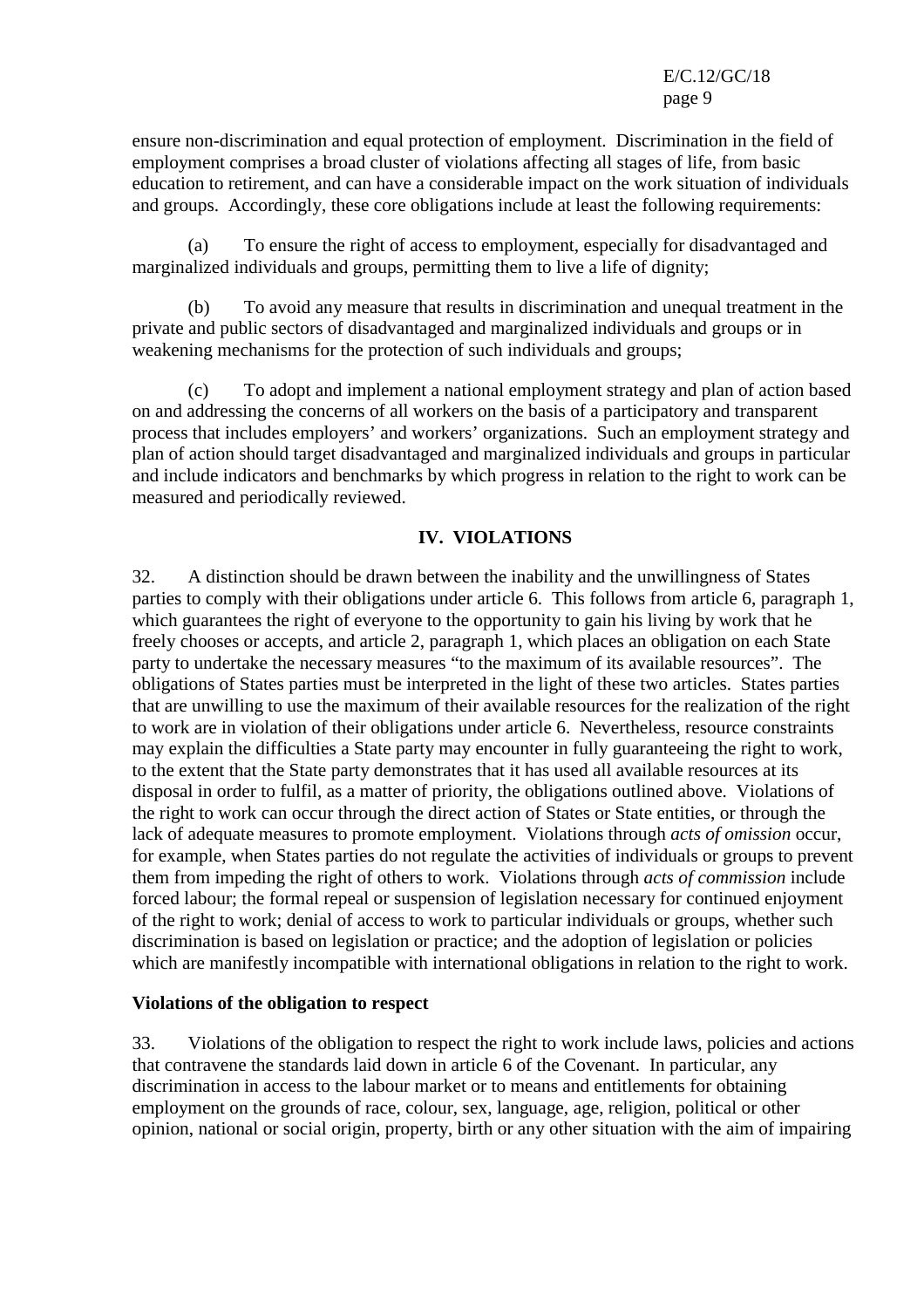ensure non-discrimination and equal protection of employment. Discrimination in the field of employment comprises a broad cluster of violations affecting all stages of life, from basic education to retirement, and can have a considerable impact on the work situation of individuals and groups. Accordingly, these core obligations include at least the following requirements:

(a) To ensure the right of access to employment, especially for disadvantaged and marginalized individuals and groups, permitting them to live a life of dignity;

(b) To avoid any measure that results in discrimination and unequal treatment in the private and public sectors of disadvantaged and marginalized individuals and groups or in weakening mechanisms for the protection of such individuals and groups;

(c) To adopt and implement a national employment strategy and plan of action based on and addressing the concerns of all workers on the basis of a participatory and transparent process that includes employers' and workers' organizations. Such an employment strategy and plan of action should target disadvantaged and marginalized individuals and groups in particular and include indicators and benchmarks by which progress in relation to the right to work can be measured and periodically reviewed.

## IV. VIOLATIONS

32. A distinction should be drawn between the inability and the unwillingness of States parties to comply with their obligations under article 6. This follows from article 6, paragraph 1, which guarantees the right of everyone to the opportunity to gain his living by work that he freely chooses or accepts, and article 2, paragraph 1, which places an obligation on each State party to undertake the necessary measures "to the maximum of its available resources". The obligations of States parties must be interpreted in the light of these two articles. States parties that are unwilling to use the maximum of their available resources for the realization of the right to work are in violation of their obligations under article 6. Nevertheless, resource constraints may explain the difficulties a State party may encounter in fully guaranteeing the right to work, to the extent that the State party demonstrates that it has used all available resources at its disposal in order to fulfil, as a matter of priority, the obligations outlined above. Violations of the right to work can occur through the direct action of States or State entities, or through the lack of adequate measures to promote employment. Violations through *acts of omission* occur, for example, when States parties do not regulate the activities of individuals or groups to prevent them from impeding the right of others to work. Violations through *acts of commission* include forced labour; the formal repeal or suspension of legislation necessary for continued enjoyment of the right to work; denial of access to work to particular individuals or groups, whether such discrimination is based on legislation or practice; and the adoption of legislation or policies which are manifestly incompatible with international obligations in relation to the right to work.

### Violations of the obligation to respect

33. Violations of the obligation to respect the right to work include laws, policies and actions that contravene the standards laid down in article 6 of the Covenant. In particular, any discrimination in access to the labour market or to means and entitlements for obtaining employment on the grounds of race, colour, sex, language, age, religion, political or other opinion, national or social origin, property, birth or any other situation with the aim of impairing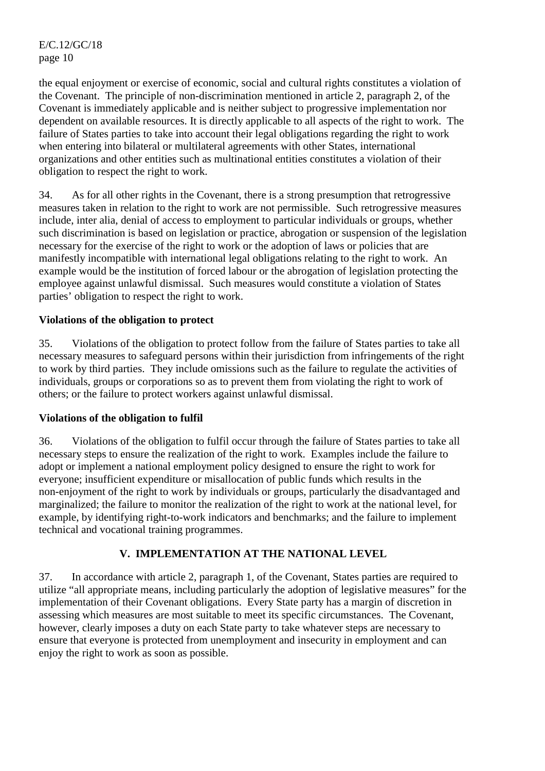the equal enjoyment or exercise of economic, social and cultural rights constitutes a violation of the Covenant. The principle of non-discrimination mentioned in article 2, paragraph 2, of the Covenant is immediately applicable and is neither subject to progressive implementation nor dependent on available resources. It is directly applicable to all aspects of the right to work. The failure of States parties to take into account their legal obligations regarding the right to work when entering into bilateral or multilateral agreements with other States, international organizations and other entities such as multinational entities constitutes a violation of their obligation to respect the right to work.

34. As for all other rights in the Covenant, there is a strong presumption that retrogressive measures taken in relation to the right to work are not permissible. Such retrogressive measures include, inter alia, denial of access to employment to particular individuals or groups, whether such discrimination is based on legislation or practice, abrogation or suspension of the legislation necessary for the exercise of the right to work or the adoption of laws or policies that are manifestly incompatible with international legal obligations relating to the right to work. An example would be the institution of forced labour or the abrogation of legislation protecting the employee against unlawful dismissal. Such measures would constitute a violation of States parties' obligation to respect the right to work.

**Violations of the obligation to protect**

35. Violations of the obligation to protect follow from the failure of States parties to take all necessary measures to safeguard persons within their jurisdiction from infringements of the right to work by third parties. They include omissions such as the failure to regulate the activities of individuals, groups or corporations so as to prevent them from violating the right to work of others; or the failure to protect workers against unlawful dismissal.

**Violations of the obligation to fulfil**

36. Violations of the obligation to fulfil occur through the failure of States parties to take all necessary steps to ensure the realization of the right to work. Examples include the failure to adopt or implement a national employment policy designed to ensure the right to work for everyone; insufficient expenditure or misallocation of public funds which results in the non-enjoyment of the right to work by individuals or groups, particularly the disadvantaged and marginalized; the failure to monitor the realization of the right to work at the national level, for example, by identifying right-to-work indicators and benchmarks; and the failure to implement technical and vocational training programmes.

## V. IMPLEMENTATION AT THE NATIONAL LEVEL

37. In accordance with article 2, paragraph 1, of the Covenant, States parties are required to utilize "all appropriate means, including particularly the adoption of legislative measures" for the implementation of their Covenant obligations. Every State party has a margin of discretion in assessing which measures are most suitable to meet its specific circumstances. The Covenant, however, clearly imposes a duty on each State party to take whatever steps are necessary to ensure that everyone is protected from unemployment and insecurity in employment and can enjoy the right to work as soon as possible.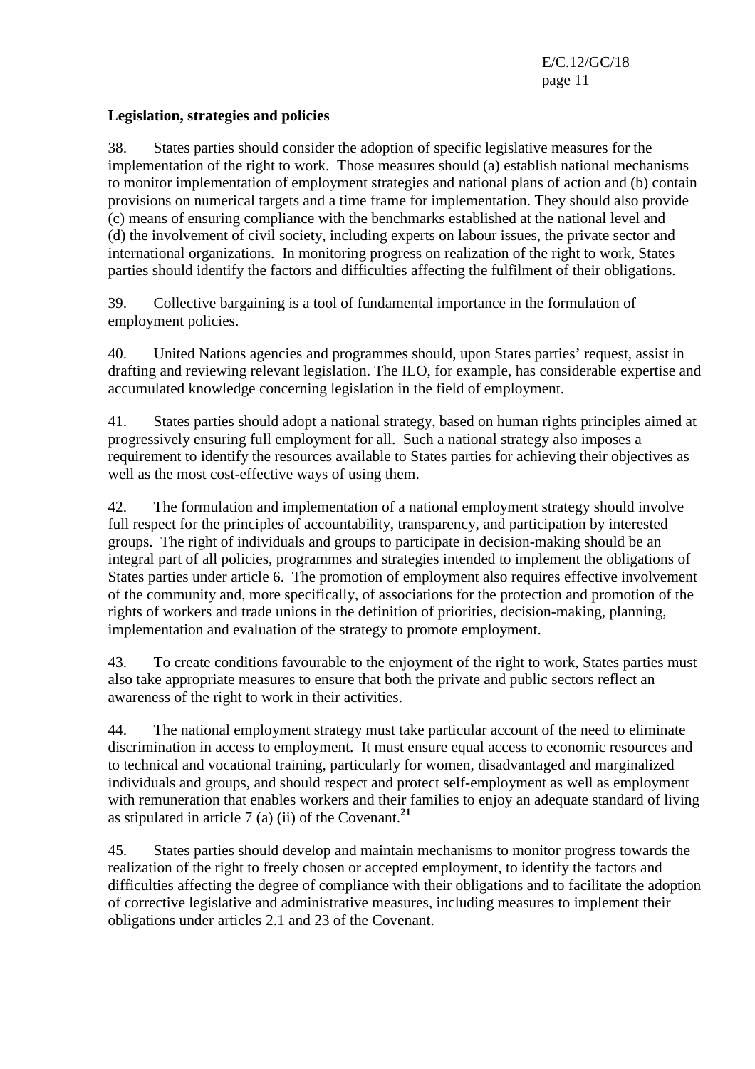**Legislation, strategies and policies**

38. States parties should consider the adoption of specific legislative measures for the implementation of the right to work. Those measures should (a) establish national mechanisms to monitor implementation of employment strategies and national plans of action and (b) contain provisions on numerical targets and a time frame for implementation. They should also provide (c) means of ensuring compliance with the benchmarks established at the national level and (d) the involvement of civil society, including experts on labour issues, the private sector and international organizations. In monitoring progress on realization of the right to work, States parties should identify the factors and difficulties affecting the fulfilment of their obligations.

39. Collective bargaining is a tool of fundamental importance in the formulation of employment policies.

40. United Nations agencies and programmes should, upon States parties' request, assist in drafting and reviewing relevant legislation. The ILO, for example, has considerable expertise and accumulated knowledge concerning legislation in the field of employment.

41. States parties should adopt a national strategy, based on human rights principles aimed at progressively ensuring full employment for all. Such a national strategy also imposes a requirement to identify the resources available to States parties for achieving their objectives as well as the most cost-effective ways of using them.

42. The formulation and implementation of a national employment strategy should involve full respect for the principles of accountability, transparency, and participation by interested groups. The right of individuals and groups to participate in decision-making should be an integral part of all policies, programmes and strategies intended to implement the obligations of States parties under article 6. The promotion of employment also requires effective involvement of the community and, more specifically, of associations for the protection and promotion of the rights of workers and trade unions in the definition of priorities, decision-making, planning, implementation and evaluation of the strategy to promote employment.

43. To create conditions favourable to the enjoyment of the right to work, States parties must also take appropriate measures to ensure that both the private and public sectors reflect an awareness of the right to work in their activities.

44. The national employment strategy must take particular account of the need to eliminate discrimination in access to employment. It must ensure equal access to economic resources and to technical and vocational training, particularly for women, disadvantaged and marginalized individuals and groups, and should respect and protect self-employment as well as employment with remuneration that enables workers and their families to enjoy an adequate standard of living as stipulated in article 7 (a) (ii) of the Covenant.[21]

45. States parties should develop and maintain mechanisms to monitor progress towards the realization of the right to freely chosen or accepted employment, to identify the factors and difficulties affecting the degree of compliance with their obligations and to facilitate the adoption of corrective legislative and administrative measures, including measures to implement their obligations under articles 2.1 and 23 of the Covenant.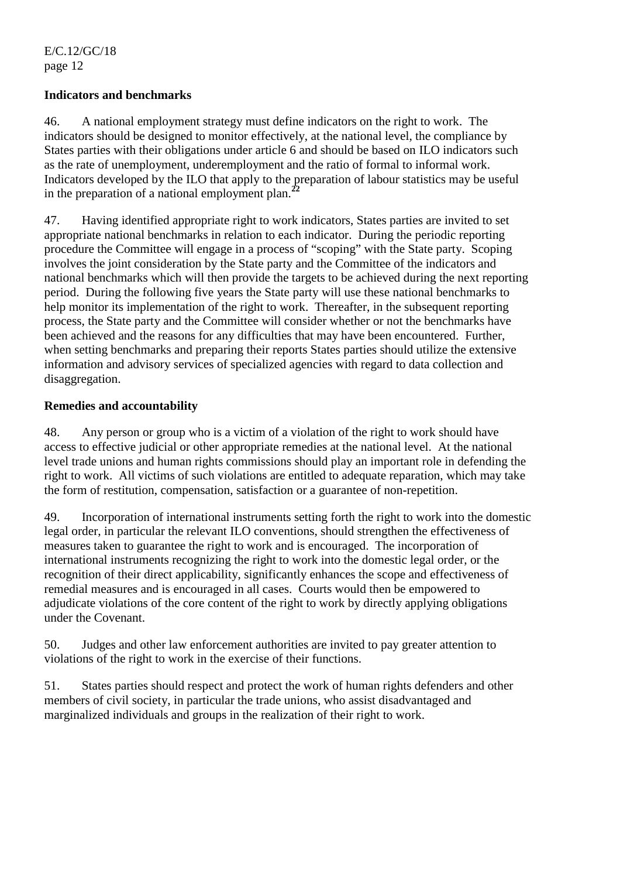### Indicators and benchmarks

46. A national employment strategy must define indicators on the right to work. The indicators should be designed to monitor effectively, at the national level, the compliance by States parties with their obligations under article 6 and should be based on ILO indicators such as the rate of unemployment, underemployment and the ratio of formal to informal work. Indicators developed by the ILO that apply to the preparation of labour statistics may be useful in the preparation of a national employment plan.[22]

47. Having identified appropriate right to work indicators, States parties are invited to set appropriate national benchmarks in relation to each indicator. During the periodic reporting procedure the Committee will engage in a process of "scoping" with the State party. Scoping involves the joint consideration by the State party and the Committee of the indicators and national benchmarks which will then provide the targets to be achieved during the next reporting period. During the following five years the State party will use these national benchmarks to help monitor its implementation of the right to work. Thereafter, in the subsequent reporting process, the State party and the Committee will consider whether or not the benchmarks have been achieved and the reasons for any difficulties that may have been encountered. Further, when setting benchmarks and preparing their reports States parties should utilize the extensive information and advisory services of specialized agencies with regard to data collection and disaggregation.

### Remedies and accountability

48. Any person or group who is a victim of a violation of the right to work should have access to effective judicial or other appropriate remedies at the national level. At the national level trade unions and human rights commissions should play an important role in defending the right to work. All victims of such violations are entitled to adequate reparation, which may take the form of restitution, compensation, satisfaction or a guarantee of non-repetition.

49. Incorporation of international instruments setting forth the right to work into the domestic legal order, in particular the relevant ILO conventions, should strengthen the effectiveness of measures taken to guarantee the right to work and is encouraged. The incorporation of international instruments recognizing the right to work into the domestic legal order, or the recognition of their direct applicability, significantly enhances the scope and effectiveness of remedial measures and is encouraged in all cases. Courts would then be empowered to adjudicate violations of the core content of the right to work by directly applying obligations under the Covenant.

50. Judges and other law enforcement authorities are invited to pay greater attention to violations of the right to work in the exercise of their functions.

51. States parties should respect and protect the work of human rights defenders and other members of civil society, in particular the trade unions, who assist disadvantaged and marginalized individuals and groups in the realization of their right to work.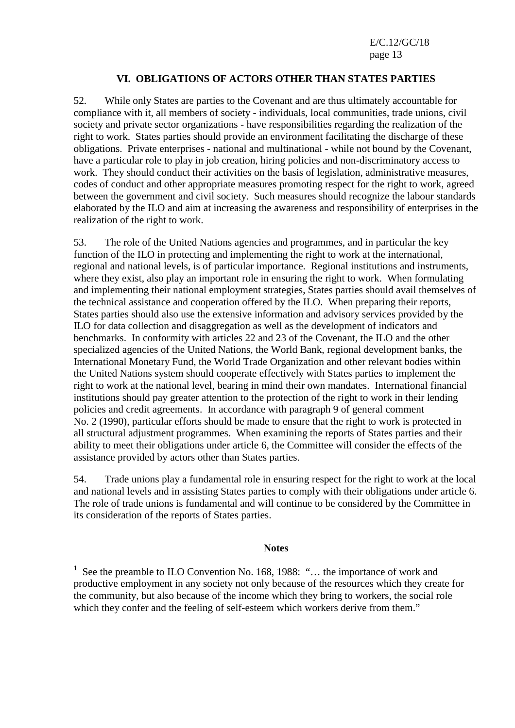## VI. OBLIGATIONS OF ACTORS OTHER THAN STATES PARTIES

52. While only States are parties to the Covenant and are thus ultimately accountable for compliance with it, all members of society - individuals, local communities, trade unions, civil society and private sector organizations - have responsibilities regarding the realization of the right to work. States parties should provide an environment facilitating the discharge of these obligations. Private enterprises - national and multinational - while not bound by the Covenant, have a particular role to play in job creation, hiring policies and non-discriminatory access to work. They should conduct their activities on the basis of legislation, administrative measures, codes of conduct and other appropriate measures promoting respect for the right to work, agreed between the government and civil society. Such measures should recognize the labour standards elaborated by the ILO and aim at increasing the awareness and responsibility of enterprises in the realization of the right to work.

53. The role of the United Nations agencies and programmes, and in particular the key function of the ILO in protecting and implementing the right to work at the international, regional and national levels, is of particular importance. Regional institutions and instruments, where they exist, also play an important role in ensuring the right to work. When formulating and implementing their national employment strategies, States parties should avail themselves of the technical assistance and cooperation offered by the ILO. When preparing their reports, States parties should also use the extensive information and advisory services provided by the ILO for data collection and disaggregation as well as the development of indicators and benchmarks. In conformity with articles 22 and 23 of the Covenant, the ILO and the other specialized agencies of the United Nations, the World Bank, regional development banks, the International Monetary Fund, the World Trade Organization and other relevant bodies within the United Nations system should cooperate effectively with States parties to implement the right to work at the national level, bearing in mind their own mandates. International financial institutions should pay greater attention to the protection of the right to work in their lending policies and credit agreements. In accordance with paragraph 9 of general comment No. 2 (1990), particular efforts should be made to ensure that the right to work is protected in all structural adjustment programmes. When examining the reports of States parties and their ability to meet their obligations under article 6, the Committee will consider the effects of the assistance provided by actors other than States parties.

54. Trade unions play a fundamental role in ensuring respect for the right to work at the local and national levels and in assisting States parties to comply with their obligations under article 6. The role of trade unions is fundamental and will continue to be considered by the Committee in its consideration of the reports of States parties.

**Notes**

[1] See the preamble to ILO Convention No. 168, 1988: "… the importance of work and productive employment in any society not only because of the resources which they create for the community, but also because of the income which they bring to workers, the social role which they confer and the feeling of self-esteem which workers derive from them."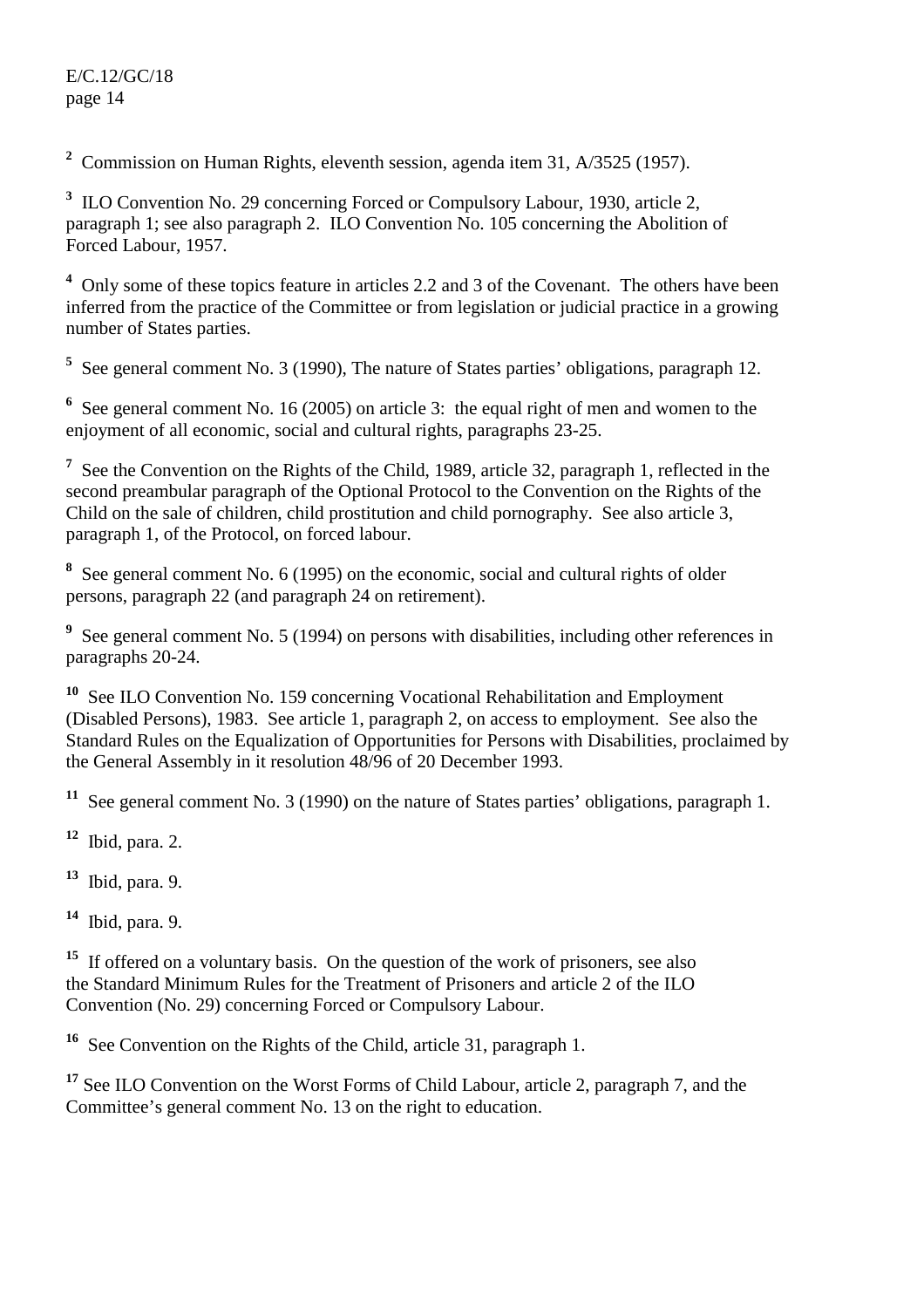[2] Commission on Human Rights, eleventh session, agenda item 31, A/3525 (1957).

[3] ILO Convention No. 29 concerning Forced or Compulsory Labour, 1930, article 2, paragraph 1; see also paragraph 2. ILO Convention No. 105 concerning the Abolition of Forced Labour, 1957.

[4] Only some of these topics feature in articles 2.2 and 3 of the Covenant. The others have been inferred from the practice of the Committee or from legislation or judicial practice in a growing number of States parties.

[5] See general comment No. 3 (1990), The nature of States parties' obligations, paragraph 12.

[6] See general comment No. 16 (2005) on article 3: the equal right of men and women to the enjoyment of all economic, social and cultural rights, paragraphs 23-25.

[7] See the Convention on the Rights of the Child, 1989, article 32, paragraph 1, reflected in the second preambular paragraph of the Optional Protocol to the Convention on the Rights of the Child on the sale of children, child prostitution and child pornography. See also article 3, paragraph 1, of the Protocol, on forced labour.

[8] See general comment No. 6 (1995) on the economic, social and cultural rights of older persons, paragraph 22 (and paragraph 24 on retirement).

[9] See general comment No. 5 (1994) on persons with disabilities, including other references in paragraphs 20-24.

[10] See ILO Convention No. 159 concerning Vocational Rehabilitation and Employment (Disabled Persons), 1983. See article 1, paragraph 2, on access to employment. See also the Standard Rules on the Equalization of Opportunities for Persons with Disabilities, proclaimed by the General Assembly in it resolution 48/96 of 20 December 1993.

[11] See general comment No. 3 (1990) on the nature of States parties' obligations, paragraph 1.

[12] Ibid, para. 2.

[13] Ibid, para. 9.

[14] Ibid, para. 9.

[15] If offered on a voluntary basis. On the question of the work of prisoners, see also the Standard Minimum Rules for the Treatment of Prisoners and article 2 of the ILO Convention (No. 29) concerning Forced or Compulsory Labour.

[16] See Convention on the Rights of the Child, article 31, paragraph 1.

[17] See ILO Convention on the Worst Forms of Child Labour, article 2, paragraph 7, and the Committee's general comment No. 13 on the right to education.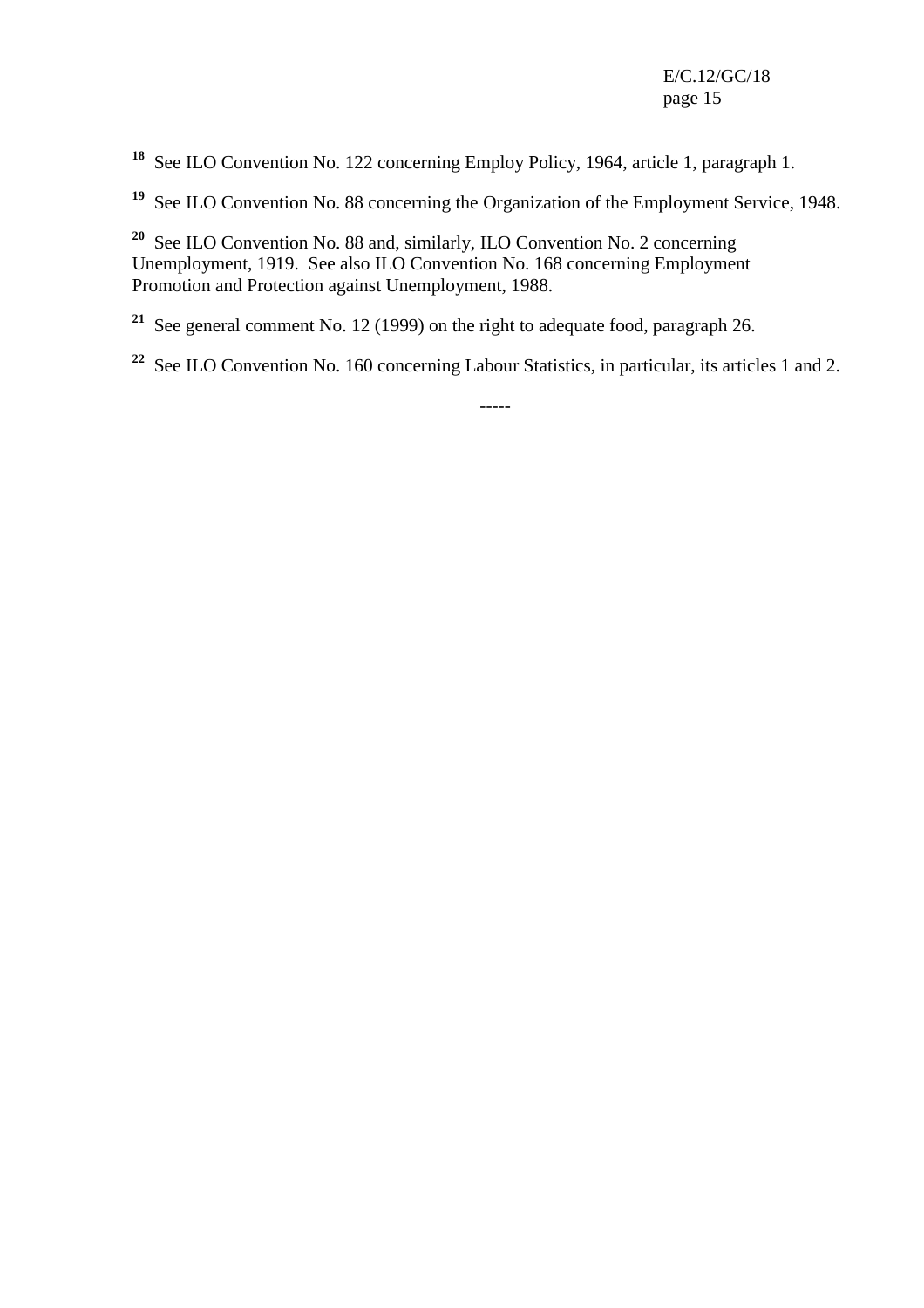[18] See ILO Convention No. 122 concerning Employ Policy, 1964, article 1, paragraph 1.

[19] See ILO Convention No. 88 concerning the Organization of the Employment Service, 1948.

[20] See ILO Convention No. 88 and, similarly, ILO Convention No. 2 concerning Unemployment, 1919. See also ILO Convention No. 168 concerning Employment Promotion and Protection against Unemployment, 1988.

[21] See general comment No. 12 (1999) on the right to adequate food, paragraph 26.

[22] See ILO Convention No. 160 concerning Labour Statistics, in particular, its articles 1 and 2.

-----